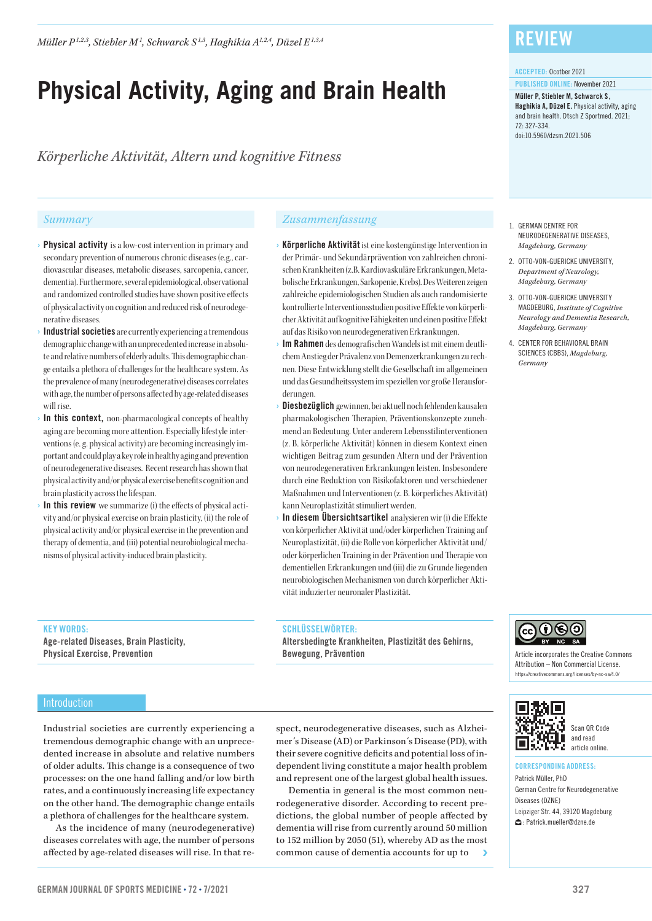Müller P[1,2,3], Stiebler M[1], Schwarck S[1,3], Haghikia A[1,2,4], Düzel E[1,3,4]

# Physical Activity, Aging and Brain Health

*Körperliche Aktivität, Altern und kognitive Fitness*

REVIEW

ACCEPTED: Ocotber 2021

PUBLISHED ONLINE: November 2021

**Müller P, Stiebler M, Schwarck S, Haghikia A, Düzel E.** Physical activity, aging and brain health. Dtsch Z Sportmed. 2021; 72: 327-334. doi:10.5960/dzsm.2021.506

1. GERMAN CENTRE FOR NEURODEGENERATIVE DISEASES, *Magdeburg, Germany*
2. OTTO-VON-GUERICKE UNIVERSITY, *Department of Neurology, Magdeburg, Germany*
3. OTTO-VON-GUERICKE UNIVERSITY MAGDEBURG, *Institute of Cognitive Neurology and Dementia Research, Magdeburg, Germany*
4. CENTER FOR BEHAVIORAL BRAIN SCIENCES (CBBS), *Magdeburg, Germany*

## Summary

- **Physical activity** is a low-cost intervention in primary and secondary prevention of numerous chronic diseases (e.g., cardiovascular diseases, metabolic diseases, sarcopenia, cancer, dementia). Furthermore, several epidemiological, observational and randomized controlled studies have shown positive effects of physical activity on cognition and reduced risk of neurodegenerative diseases.
- **Industrial societies** are currently experiencing a tremendous demographic change with an unprecedented increase in absolute and relative numbers of elderly adults. This demographic change entails a plethora of challenges for the healthcare system. As the prevalence of many (neurodegenerative) diseases correlates with age, the number of persons affected by age-related diseases will rise.
- **In this context,** non-pharmacological concepts of healthy aging are becoming more attention. Especially lifestyle interventions (e. g. physical activity) are becoming increasingly important and could play a key role in healthy aging and prevention of neurodegenerative diseases. Recent research has shown that physical activity and/or physical exercise benefits cognition and brain plasticity across the lifespan.
- **In this review** we summarize (i) the effects of physical activity and/or physical exercise on brain plasticity, (ii) the role of physical activity and/or physical exercise in the prevention and therapy of dementia, and (iii) potential neurobiological mechanisms of physical activity-induced brain plasticity.

**KEY WORDS:**
**Age-related Diseases, Brain Plasticity, Physical Exercise, Prevention**

## Zusammenfassung

- **Körperliche Aktivität** ist eine kostengünstige Intervention in der Primär- und Sekundärprävention von zahlreichen chronischen Krankheiten (z.B. Kardiovaskuläre Erkrankungen, Metabolische Erkrankungen, Sarkopenie, Krebs). Des Weiteren zeigen zahlreiche epidemiologischen Studien als auch randomisierte kontrollierte Interventionsstudien positive Effekte von körperlicher Aktivität auf kognitive Fähigkeiten und einen positive Effekt auf das Risiko von neurodegenerativen Erkrankungen.
- **Im Rahmen** des demografischen Wandels ist mit einem deutlichem Anstieg der Prävalenz von Demenzerkrankungen zu rechnen. Diese Entwicklung stellt die Gesellschaft im allgemeinen und das Gesundheitssystem im speziellen vor große Herausforderungen.
- **Diesbezüglich** gewinnen, bei aktuell noch fehlenden kausalen pharmakologischen Therapien, Präventionskonzepte zunehmend an Bedeutung. Unter anderem Lebensstilinterventionen (z. B. körperliche Aktivität) können in diesem Kontext einen wichtigen Beitrag zum gesunden Altern und der Prävention von neurodegenerativen Erkrankungen leisten. Insbesondere durch eine Reduktion von Risikofaktoren und verschiedener Maßnahmen und Interventionen (z. B. körperliches Aktivität) kann Neuroplastizität stimuliert werden.
- **In diesem Übersichtsartikel** analysieren wir (i) die Effekte von körperlicher Aktivität und/oder körperlichen Training auf Neuroplastizität, (ii) die Rolle von körperlicher Aktivität und/oder körperlichen Training in der Prävention und Therapie von dementiellen Erkrankungen und (iii) die zu Grunde liegenden neurobiologischen Mechanismen von durch körperlicher Aktivität induzierter neuronaler Plastizität.

**SCHLÜSSELWÖRTER:**
**Altersbedingte Krankheiten, Plastizität des Gehirns, Bewegung, Prävention**

Article incorporates the Creative Commons Attribution – Non Commercial License.
https://creativecommons.org/licenses/by-nc-sa/4.0/

Scan QR Code and read article online.

**CORRESPONDING ADDRESS:**
Patrick Müller, PhD
German Centre for Neurodegenerative Diseases (DZNE)
Leipziger Str. 44, 39120 Magdeburg
: Patrick.mueller@dzne.de

## Introduction

Industrial societies are currently experiencing a tremendous demographic change with an unprecedented increase in absolute and relative numbers of older adults. This change is a consequence of two processes: on the one hand falling and/or low birth rates, and a continuously increasing life expectancy on the other hand. The demographic change entails a plethora of challenges for the healthcare system.

As the incidence of many (neurodegenerative) diseases correlates with age, the number of persons affected by age-related diseases will rise. In that respect, neurodegenerative diseases, such as Alzheimer´s Disease (AD) or Parkinson´s Disease (PD), with their severe cognitive deficits and potential loss of independent living constitute a major health problem and represent one of the largest global health issues.

Dementia in general is the most common neurodegenerative disorder. According to recent predictions, the global number of people affected by dementia will rise from currently around 50 million to 152 million by 2050 (51), whereby AD as the most common cause of dementia accounts for up to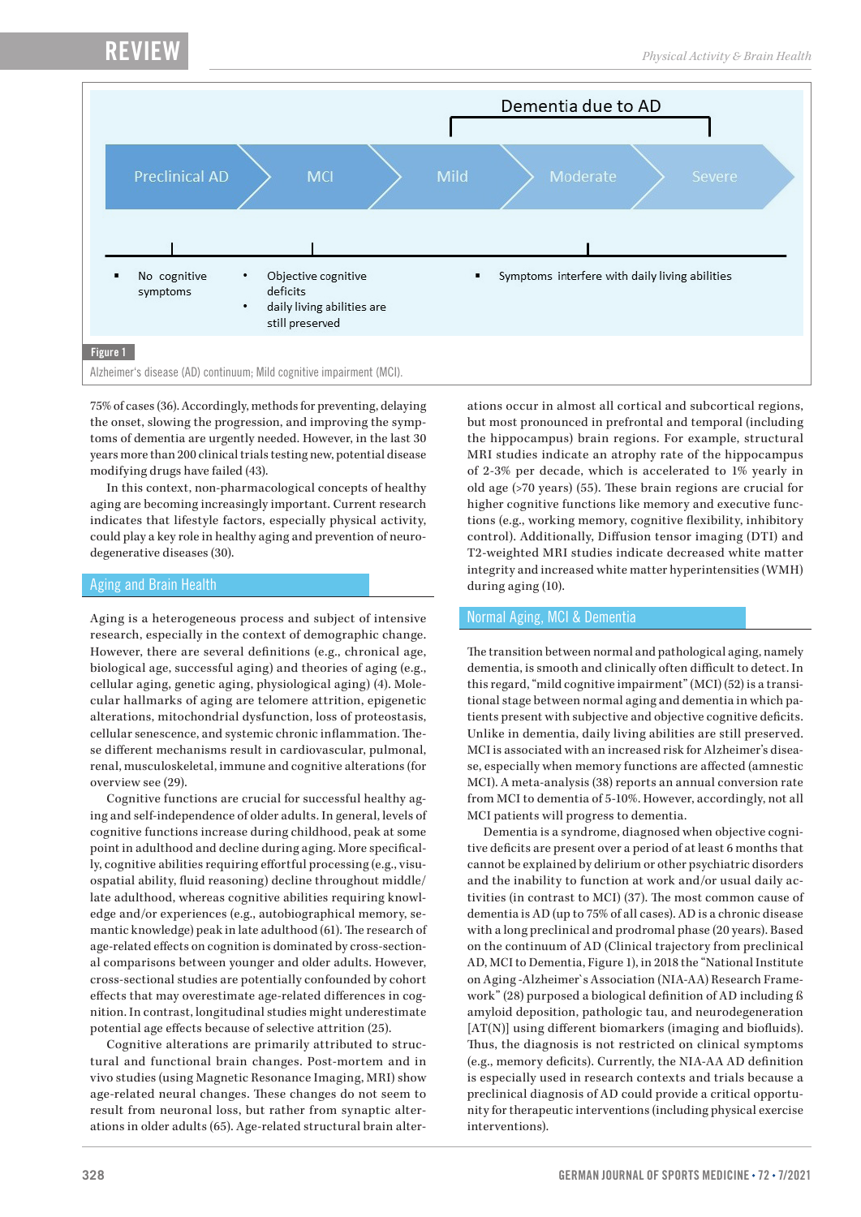Dementia due to AD

Preclinical AD → MCI → Mild → Moderate → Severe

- No cognitive symptoms
- Objective cognitive deficits
- daily living abilities are still preserved
- Symptoms interfere with daily living abilities

**Figure 1**

Alzheimer's disease (AD) continuum; Mild cognitive impairment (MCI).

75% of cases (36). Accordingly, methods for preventing, delaying the onset, slowing the progression, and improving the symptoms of dementia are urgently needed. However, in the last 30 years more than 200 clinical trials testing new, potential disease modifying drugs have failed (43).

In this context, non-pharmacological concepts of healthy aging are becoming increasingly important. Current research indicates that lifestyle factors, especially physical activity, could play a key role in healthy aging and prevention of neurodegenerative diseases (30).

## Aging and Brain Health

Aging is a heterogeneous process and subject of intensive research, especially in the context of demographic change. However, there are several definitions (e.g., chronical age, biological age, successful aging) and theories of aging (e.g., cellular aging, genetic aging, physiological aging) (4). Molecular hallmarks of aging are telomere attrition, epigenetic alterations, mitochondrial dysfunction, loss of proteostasis, cellular senescence, and systemic chronic inflammation. These different mechanisms result in cardiovascular, pulmonal, renal, musculoskeletal, immune and cognitive alterations (for overview see (29).

Cognitive functions are crucial for successful healthy aging and self-independence of older adults. In general, levels of cognitive functions increase during childhood, peak at some point in adulthood and decline during aging. More specifically, cognitive abilities requiring effortful processing (e.g., visuospatial ability, fluid reasoning) decline throughout middle/late adulthood, whereas cognitive abilities requiring knowledge and/or experiences (e.g., autobiographical memory, semantic knowledge) peak in late adulthood (61). The research of age-related effects on cognition is dominated by cross-sectional comparisons between younger and older adults. However, cross-sectional studies are potentially confounded by cohort effects that may overestimate age-related differences in cognition. In contrast, longitudinal studies might underestimate potential age effects because of selective attrition (25).

Cognitive alterations are primarily attributed to structural and functional brain changes. Post-mortem and in vivo studies (using Magnetic Resonance Imaging, MRI) show age-related neural changes. These changes do not seem to result from neuronal loss, but rather from synaptic alterations in older adults (65). Age-related structural brain alterations occur in almost all cortical and subcortical regions, but most pronounced in prefrontal and temporal (including the hippocampus) brain regions. For example, structural MRI studies indicate an atrophy rate of the hippocampus of 2-3% per decade, which is accelerated to 1% yearly in old age (>70 years) (55). These brain regions are crucial for higher cognitive functions like memory and executive functions (e.g., working memory, cognitive flexibility, inhibitory control). Additionally, Diffusion tensor imaging (DTI) and T2-weighted MRI studies indicate decreased white matter integrity and increased white matter hyperintensities (WMH) during aging (10).

## Normal Aging, MCI & Dementia

The transition between normal and pathological aging, namely dementia, is smooth and clinically often difficult to detect. In this regard, "mild cognitive impairment" (MCI) (52) is a transitional stage between normal aging and dementia in which patients present with subjective and objective cognitive deficits. Unlike in dementia, daily living abilities are still preserved. MCI is associated with an increased risk for Alzheimer's disease, especially when memory functions are affected (amnestic MCI). A meta-analysis (38) reports an annual conversion rate from MCI to dementia of 5-10%. However, accordingly, not all MCI patients will progress to dementia.

Dementia is a syndrome, diagnosed when objective cognitive deficits are present over a period of at least 6 months that cannot be explained by delirium or other psychiatric disorders and the inability to function at work and/or usual daily activities (in contrast to MCI) (37). The most common cause of dementia is AD (up to 75% of all cases). AD is a chronic disease with a long preclinical and prodromal phase (20 years). Based on the continuum of AD (Clinical trajectory from preclinical AD, MCI to Dementia, Figure 1), in 2018 the "National Institute on Aging -Alzheimer`s Association (NIA-AA) Research Framework" (28) purposed a biological definition of AD including ß amyloid deposition, pathologic tau, and neurodegeneration [AT(N)] using different biomarkers (imaging and biofluids). Thus, the diagnosis is not restricted on clinical symptoms (e.g., memory deficits). Currently, the NIA-AA AD definition is especially used in research contexts and trials because a preclinical diagnosis of AD could provide a critical opportunity for therapeutic interventions (including physical exercise interventions).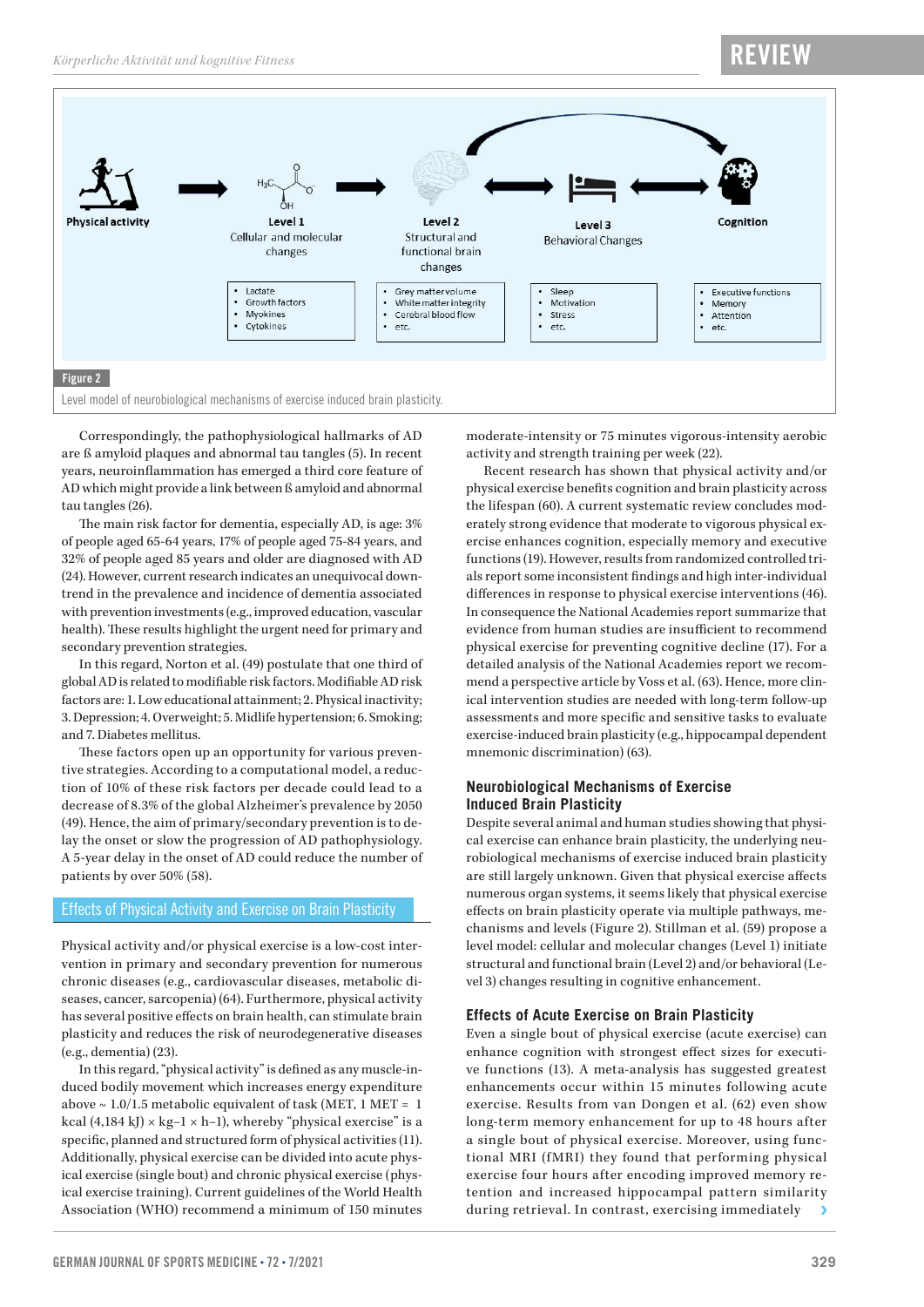**Figure 2**

Level model of neurobiological mechanisms of exercise induced brain plasticity.

Correspondingly, the pathophysiological hallmarks of AD are ß amyloid plaques and abnormal tau tangles (5). In recent years, neuroinflammation has emerged a third core feature of AD which might provide a link between ß amyloid and abnormal tau tangles (26).

The main risk factor for dementia, especially AD, is age: 3% of people aged 65-64 years, 17% of people aged 75-84 years, and 32% of people aged 85 years and older are diagnosed with AD (24). However, current research indicates an unequivocal downtrend in the prevalence and incidence of dementia associated with prevention investments (e.g., improved education, vascular health). These results highlight the urgent need for primary and secondary prevention strategies.

In this regard, Norton et al. (49) postulate that one third of global AD is related to modifiable risk factors. Modifiable AD risk factors are: 1. Low educational attainment; 2. Physical inactivity; 3. Depression; 4. Overweight; 5. Midlife hypertension; 6. Smoking; and 7. Diabetes mellitus.

These factors open up an opportunity for various preventive strategies. According to a computational model, a reduction of 10% of these risk factors per decade could lead to a decrease of 8.3% of the global Alzheimer's prevalence by 2050 (49). Hence, the aim of primary/secondary prevention is to delay the onset or slow the progression of AD pathophysiology. A 5-year delay in the onset of AD could reduce the number of patients by over 50% (58).

## Effects of Physical Activity and Exercise on Brain Plasticity

Physical activity and/or physical exercise is a low-cost intervention in primary and secondary prevention for numerous chronic diseases (e.g., cardiovascular diseases, metabolic diseases, cancer, sarcopenia) (64). Furthermore, physical activity has several positive effects on brain health, can stimulate brain plasticity and reduces the risk of neurodegenerative diseases (e.g., dementia) (23).

In this regard, "physical activity" is defined as any muscle-induced bodily movement which increases energy expenditure above ~ 1.0/1.5 metabolic equivalent of task (MET, 1 MET = 1 kcal (4,184 kJ) × kg–1 × h–1), whereby "physical exercise" is a specific, planned and structured form of physical activities (11). Additionally, physical exercise can be divided into acute physical exercise (single bout) and chronic physical exercise (physical exercise training). Current guidelines of the World Health Association (WHO) recommend a minimum of 150 minutes moderate-intensity or 75 minutes vigorous-intensity aerobic activity and strength training per week (22).

Recent research has shown that physical activity and/or physical exercise benefits cognition and brain plasticity across the lifespan (60). A current systematic review concludes moderately strong evidence that moderate to vigorous physical exercise enhances cognition, especially memory and executive functions (19). However, results from randomized controlled trials report some inconsistent findings and high inter-individual differences in response to physical exercise interventions (46). In consequence the National Academies report summarize that evidence from human studies are insufficient to recommend physical exercise for preventing cognitive decline (17). For a detailed analysis of the National Academies report we recommend a perspective article by Voss et al. (63). Hence, more clinical intervention studies are needed with long-term follow-up assessments and more specific and sensitive tasks to evaluate exercise-induced brain plasticity (e.g., hippocampal dependent mnemonic discrimination) (63).

### Neurobiological Mechanisms of Exercise Induced Brain Plasticity

Despite several animal and human studies showing that physical exercise can enhance brain plasticity, the underlying neurobiological mechanisms of exercise induced brain plasticity are still largely unknown. Given that physical exercise affects numerous organ systems, it seems likely that physical exercise effects on brain plasticity operate via multiple pathways, mechanisms and levels (Figure 2). Stillman et al. (59) propose a level model: cellular and molecular changes (Level 1) initiate structural and functional brain (Level 2) and/or behavioral (Level 3) changes resulting in cognitive enhancement.

### Effects of Acute Exercise on Brain Plasticity

Even a single bout of physical exercise (acute exercise) can enhance cognition with strongest effect sizes for executive functions (13). A meta-analysis has suggested greatest enhancements occur within 15 minutes following acute exercise. Results from van Dongen et al. (62) even show long-term memory enhancement for up to 48 hours after a single bout of physical exercise. Moreover, using functional MRI (fMRI) they found that performing physical exercise four hours after encoding improved memory retention and increased hippocampal pattern similarity during retrieval. In contrast, exercising immediately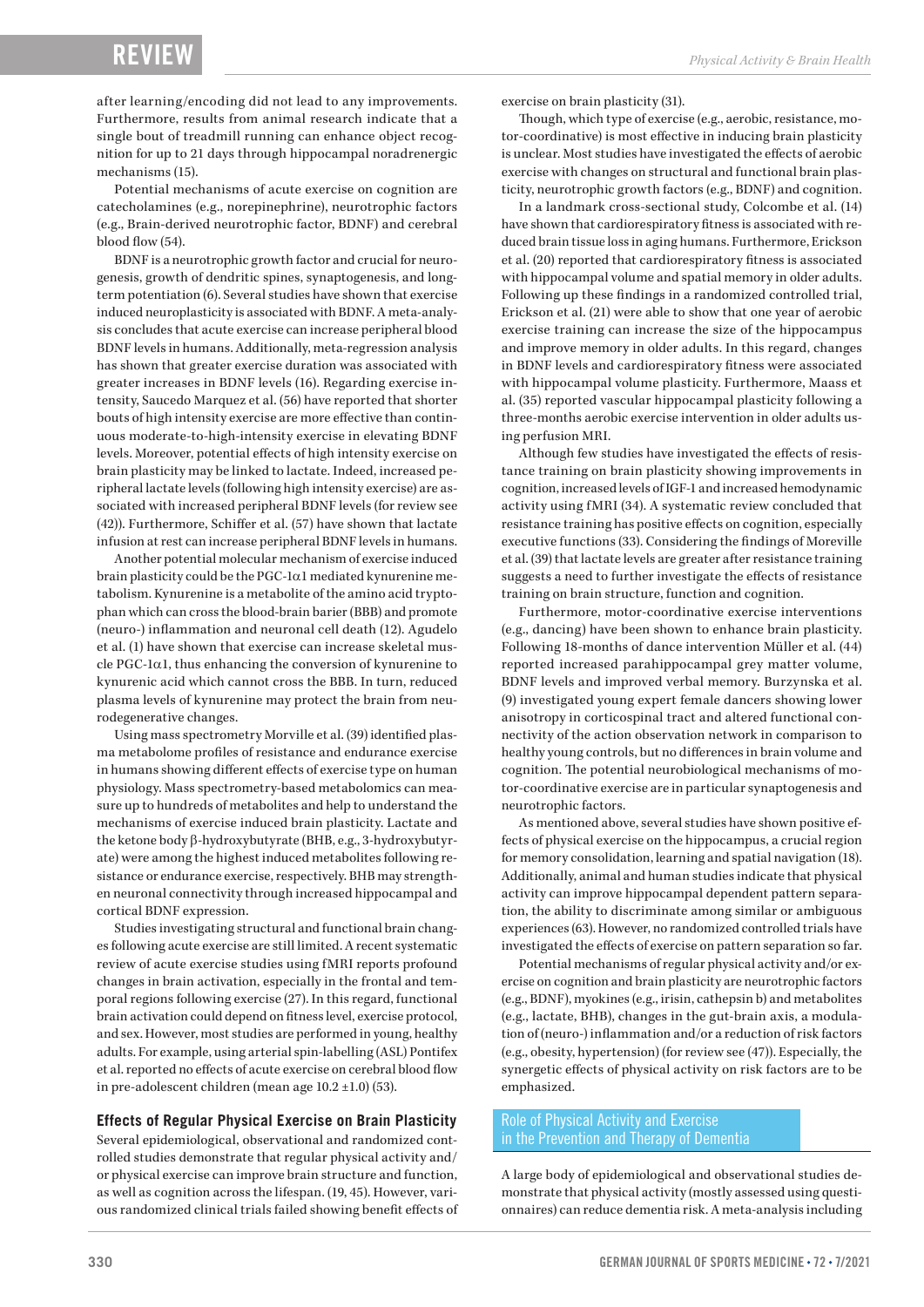after learning/encoding did not lead to any improvements. Furthermore, results from animal research indicate that a single bout of treadmill running can enhance object recognition for up to 21 days through hippocampal noradrenergic mechanisms (15).

Potential mechanisms of acute exercise on cognition are catecholamines (e.g., norepinephrine), neurotrophic factors (e.g., Brain-derived neurotrophic factor, BDNF) and cerebral blood flow (54).

BDNF is a neurotrophic growth factor and crucial for neurogenesis, growth of dendritic spines, synaptogenesis, and long-term potentiation (6). Several studies have shown that exercise induced neuroplasticity is associated with BDNF. A meta-analysis concludes that acute exercise can increase peripheral blood BDNF levels in humans. Additionally, meta-regression analysis has shown that greater exercise duration was associated with greater increases in BDNF levels (16). Regarding exercise intensity, Saucedo Marquez et al. (56) have reported that shorter bouts of high intensity exercise are more effective than continuous moderate-to-high-intensity exercise in elevating BDNF levels. Moreover, potential effects of high intensity exercise on brain plasticity may be linked to lactate. Indeed, increased peripheral lactate levels (following high intensity exercise) are associated with increased peripheral BDNF levels (for review see (42)). Furthermore, Schiffer et al. (57) have shown that lactate infusion at rest can increase peripheral BDNF levels in humans.

Another potential molecular mechanism of exercise induced brain plasticity could be the PGC-1α1 mediated kynurenine metabolism. Kynurenine is a metabolite of the amino acid tryptophan which can cross the blood-brain barier (BBB) and promote (neuro-) inflammation and neuronal cell death (12). Agudelo et al. (1) have shown that exercise can increase skeletal muscle PGC-1α1, thus enhancing the conversion of kynurenine to kynurenic acid which cannot cross the BBB. In turn, reduced plasma levels of kynurenine may protect the brain from neurodegenerative changes.

Using mass spectrometry Morville et al. (39) identified plasma metabolome profiles of resistance and endurance exercise in humans showing different effects of exercise type on human physiology. Mass spectrometry-based metabolomics can measure up to hundreds of metabolites and help to understand the mechanisms of exercise induced brain plasticity. Lactate and the ketone body β-hydroxybutyrate (BHB, e.g., 3-hydroxybutyrate) were among the highest induced metabolites following resistance or endurance exercise, respectively. BHB may strengthen neuronal connectivity through increased hippocampal and cortical BDNF expression.

Studies investigating structural and functional brain changes following acute exercise are still limited. A recent systematic review of acute exercise studies using fMRI reports profound changes in brain activation, especially in the frontal and temporal regions following exercise (27). In this regard, functional brain activation could depend on fitness level, exercise protocol, and sex. However, most studies are performed in young, healthy adults. For example, using arterial spin-labelling (ASL) Pontifex et al. reported no effects of acute exercise on cerebral blood flow in pre-adolescent children (mean age 10.2 ±1.0) (53).

### Effects of Regular Physical Exercise on Brain Plasticity

Several epidemiological, observational and randomized controlled studies demonstrate that regular physical activity and/or physical exercise can improve brain structure and function, as well as cognition across the lifespan. (19, 45). However, various randomized clinical trials failed showing benefit effects of exercise on brain plasticity (31).

Though, which type of exercise (e.g., aerobic, resistance, motor-coordinative) is most effective in inducing brain plasticity is unclear. Most studies have investigated the effects of aerobic exercise with changes on structural and functional brain plasticity, neurotrophic growth factors (e.g., BDNF) and cognition.

In a landmark cross-sectional study, Colcombe et al. (14) have shown that cardiorespiratory fitness is associated with reduced brain tissue loss in aging humans. Furthermore, Erickson et al. (20) reported that cardiorespiratory fitness is associated with hippocampal volume and spatial memory in older adults. Following up these findings in a randomized controlled trial, Erickson et al. (21) were able to show that one year of aerobic exercise training can increase the size of the hippocampus and improve memory in older adults. In this regard, changes in BDNF levels and cardiorespiratory fitness were associated with hippocampal volume plasticity. Furthermore, Maass et al. (35) reported vascular hippocampal plasticity following a three-months aerobic exercise intervention in older adults using perfusion MRI.

Although few studies have investigated the effects of resistance training on brain plasticity showing improvements in cognition, increased levels of IGF-1 and increased hemodynamic activity using fMRI (34). A systematic review concluded that resistance training has positive effects on cognition, especially executive functions (33). Considering the findings of Moreville et al. (39) that lactate levels are greater after resistance training suggests a need to further investigate the effects of resistance training on brain structure, function and cognition.

Furthermore, motor-coordinative exercise interventions (e.g., dancing) have been shown to enhance brain plasticity. Following 18-months of dance intervention Müller et al. (44) reported increased parahippocampal grey matter volume, BDNF levels and improved verbal memory. Burzynska et al. (9) investigated young expert female dancers showing lower anisotropy in corticospinal tract and altered functional connectivity of the action observation network in comparison to healthy young controls, but no differences in brain volume and cognition. The potential neurobiological mechanisms of motor-coordinative exercise are in particular synaptogenesis and neurotrophic factors.

As mentioned above, several studies have shown positive effects of physical exercise on the hippocampus, a crucial region for memory consolidation, learning and spatial navigation (18). Additionally, animal and human studies indicate that physical activity can improve hippocampal dependent pattern separation, the ability to discriminate among similar or ambiguous experiences (63). However, no randomized controlled trials have investigated the effects of exercise on pattern separation so far.

Potential mechanisms of regular physical activity and/or exercise on cognition and brain plasticity are neurotrophic factors (e.g., BDNF), myokines (e.g., irisin, cathepsin b) and metabolites (e.g., lactate, BHB), changes in the gut-brain axis, a modulation of (neuro-) inflammation and/or a reduction of risk factors (e.g., obesity, hypertension) (for review see (47)). Especially, the synergetic effects of physical activity on risk factors are to be emphasized.

## Role of Physical Activity and Exercise in the Prevention and Therapy of Dementia

A large body of epidemiological and observational studies demonstrate that physical activity (mostly assessed using questionnaires) can reduce dementia risk. A meta-analysis including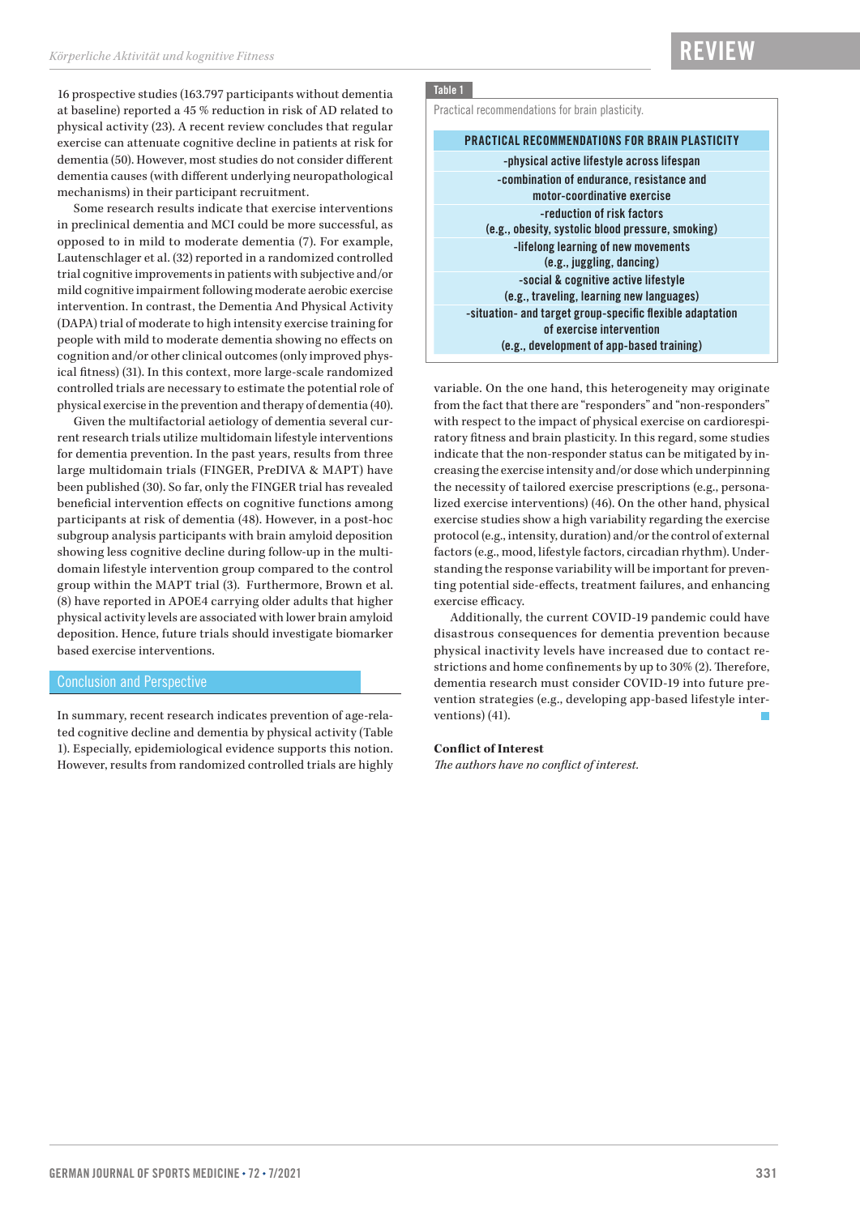16 prospective studies (163.797 participants without dementia at baseline) reported a 45 % reduction in risk of AD related to physical activity (23). A recent review concludes that regular exercise can attenuate cognitive decline in patients at risk for dementia (50). However, most studies do not consider different dementia causes (with different underlying neuropathological mechanisms) in their participant recruitment.

Some research results indicate that exercise interventions in preclinical dementia and MCI could be more successful, as opposed to in mild to moderate dementia (7). For example, Lautenschlager et al. (32) reported in a randomized controlled trial cognitive improvements in patients with subjective and/or mild cognitive impairment following moderate aerobic exercise intervention. In contrast, the Dementia And Physical Activity (DAPA) trial of moderate to high intensity exercise training for people with mild to moderate dementia showing no effects on cognition and/or other clinical outcomes (only improved physical fitness) (31). In this context, more large-scale randomized controlled trials are necessary to estimate the potential role of physical exercise in the prevention and therapy of dementia (40).

Given the multifactorial aetiology of dementia several current research trials utilize multidomain lifestyle interventions for dementia prevention. In the past years, results from three large multidomain trials (FINGER, PreDIVA & MAPT) have been published (30). So far, only the FINGER trial has revealed beneficial intervention effects on cognitive functions among participants at risk of dementia (48). However, in a post-hoc subgroup analysis participants with brain amyloid deposition showing less cognitive decline during follow-up in the multidomain lifestyle intervention group compared to the control group within the MAPT trial (3). Furthermore, Brown et al. (8) have reported in APOE4 carrying older adults that higher physical activity levels are associated with lower brain amyloid deposition. Hence, future trials should investigate biomarker based exercise interventions.

## Conclusion and Perspective

In summary, recent research indicates prevention of age-related cognitive decline and dementia by physical activity (Table 1). Especially, epidemiological evidence supports this notion. However, results from randomized controlled trials are highly variable. On the one hand, this heterogeneity may originate from the fact that there are "responders" and "non-responders" with respect to the impact of physical exercise on cardiorespiratory fitness and brain plasticity. In this regard, some studies indicate that the non-responder status can be mitigated by increasing the exercise intensity and/or dose which underpinning the necessity of tailored exercise prescriptions (e.g., personalized exercise interventions) (46). On the other hand, physical exercise studies show a high variability regarding the exercise protocol (e.g., intensity, duration) and/or the control of external factors (e.g., mood, lifestyle factors, circadian rhythm). Understanding the response variability will be important for preventing potential side-effects, treatment failures, and enhancing exercise efficacy.

Additionally, the current COVID-19 pandemic could have disastrous consequences for dementia prevention because physical inactivity levels have increased due to contact restrictions and home confinements by up to 30% (2). Therefore, dementia research must consider COVID-19 into future prevention strategies (e.g., developing app-based lifestyle interventions) (41).

**Table 1**

Practical recommendations for brain plasticity.

| PRACTICAL RECOMMENDATIONS FOR BRAIN PLASTICITY |
|---|
| -physical active lifestyle across lifespan |
| -combination of endurance, resistance and motor-coordinative exercise |
| -reduction of risk factors (e.g., obesity, systolic blood pressure, smoking) |
| -lifelong learning of new movements (e.g., juggling, dancing) |
| -social & cognitive active lifestyle (e.g., traveling, learning new languages) |
| -situation- and target group-specific flexible adaptation of exercise intervention (e.g., development of app-based training) |

**Conflict of Interest**

*The authors have no conflict of interest.*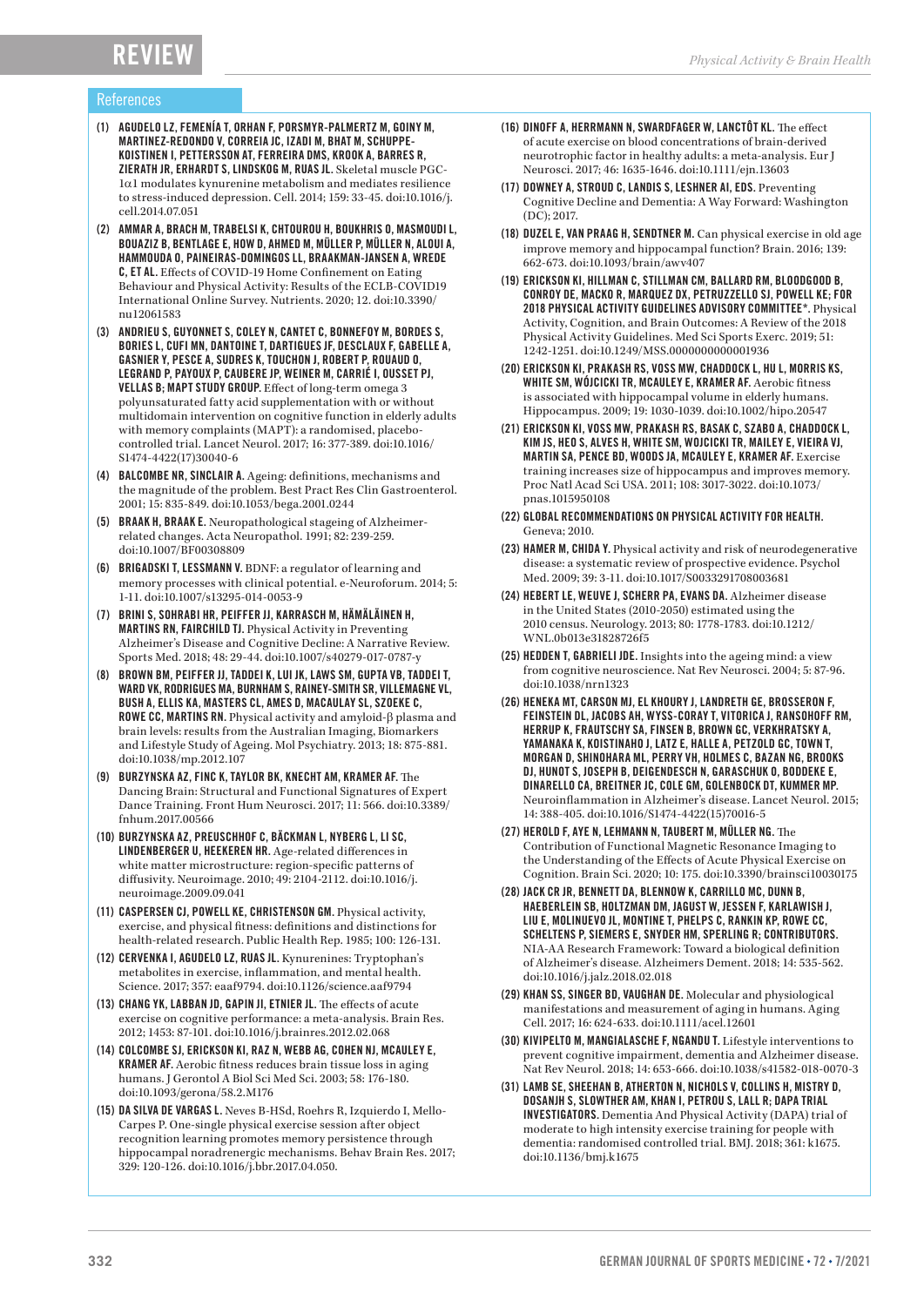## References

(1) **AGUDELO LZ, FEMENÍA T, ORHAN F, PORSMYR-PALMERTZ M, GOINY M, MARTINEZ-REDONDO V, CORREIA JC, IZADI M, BHAT M, SCHUPPE-KOISTINEN I, PETTERSSON AT, FERREIRA DMS, KROOK A, BARRES R, ZIERATH JR, ERHARDT S, LINDSKOG M, RUAS JL.** Skeletal muscle PGC-1α1 modulates kynurenine metabolism and mediates resilience to stress-induced depression. Cell. 2014; 159: 33-45. doi:10.1016/j.cell.2014.07.051

(2) **AMMAR A, BRACH M, TRABELSI K, CHTOUROU H, BOUKHRIS O, MASMOUDI L, BOUAZIZ B, BENTLAGE E, HOW D, AHMED M, MÜLLER P, MÜLLER N, ALOUI A, HAMMOUDA O, PAINEIRAS-DOMINGOS LL, BRAAKMAN-JANSEN A, WREDE C, ET AL.** Effects of COVID-19 Home Confinement on Eating Behaviour and Physical Activity: Results of the ECLB-COVID19 International Online Survey. Nutrients. 2020; 12. doi:10.3390/nu12061583

(3) **ANDRIEU S, GUYONNET S, COLEY N, CANTET C, BONNEFOY M, BORDES S, BORIES L, CUFI MN, DANTOINE T, DARTIGUES JF, DESCLAUX F, GABELLE A, GASNIER Y, PESCE A, SUDRES K, TOUCHON J, ROBERT P, ROUAUD O, LEGRAND P, PAYOUX P, CAUBERE JP, WEINER M, CARRIÉ I, OUSSET PJ, VELLAS B; MAPT STUDY GROUP.** Effect of long-term omega 3 polyunsaturated fatty acid supplementation with or without multidomain intervention on cognitive function in elderly adults with memory complaints (MAPT): a randomised, placebo-controlled trial. Lancet Neurol. 2017; 16: 377-389. doi:10.1016/S1474-4422(17)30040-6

(4) **BALCOMBE NR, SINCLAIR A.** Ageing: definitions, mechanisms and the magnitude of the problem. Best Pract Res Clin Gastroenterol. 2001; 15: 835-849. doi:10.1053/bega.2001.0244

(5) **BRAAK H, BRAAK E.** Neuropathological stageing of Alzheimer-related changes. Acta Neuropathol. 1991; 82: 239-259. doi:10.1007/BF00308809

(6) **BRIGADSKI T, LESSMANN V.** BDNF: a regulator of learning and memory processes with clinical potential. e-Neuroforum. 2014; 5: 1-11. doi:10.1007/s13295-014-0053-9

(7) **BRINI S, SOHRABI HR, PEIFFER JJ, KARRASCH M, HÄMÄLÄINEN H, MARTINS RN, FAIRCHILD TJ.** Physical Activity in Preventing Alzheimer's Disease and Cognitive Decline: A Narrative Review. Sports Med. 2018; 48: 29-44. doi:10.1007/s40279-017-0787-y

(8) **BROWN BM, PEIFFER JJ, TADDEI K, LUI JK, LAWS SM, GUPTA VB, TADDEI T, WARD VK, RODRIGUES MA, BURNHAM S, RAINEY-SMITH SR, VILLEMAGNE VL, BUSH A, ELLIS KA, MASTERS CL, AMES D, MACAULAY SL, SZOEKE C, ROWE CC, MARTINS RN.** Physical activity and amyloid-β plasma and brain levels: results from the Australian Imaging, Biomarkers and Lifestyle Study of Ageing. Mol Psychiatry. 2013; 18: 875-881. doi:10.1038/mp.2012.107

(9) **BURZYNSKA AZ, FINC K, TAYLOR BK, KNECHT AM, KRAMER AF.** The Dancing Brain: Structural and Functional Signatures of Expert Dance Training. Front Hum Neurosci. 2017; 11: 566. doi:10.3389/fnhum.2017.00566

(10) **BURZYNSKA AZ, PREUSCHHOF C, BÄCKMAN L, NYBERG L, LI SC, LINDENBERGER U, HEEKEREN HR.** Age-related differences in white matter microstructure: region-specific patterns of diffusivity. Neuroimage. 2010; 49: 2104-2112. doi:10.1016/j.neuroimage.2009.09.041

(11) **CASPERSEN CJ, POWELL KE, CHRISTENSON GM.** Physical activity, exercise, and physical fitness: definitions and distinctions for health-related research. Public Health Rep. 1985; 100: 126-131.

(12) **CERVENKA I, AGUDELO LZ, RUAS JL.** Kynurenines: Tryptophan's metabolites in exercise, inflammation, and mental health. Science. 2017; 357: eaaf9794. doi:10.1126/science.aaf9794

(13) **CHANG YK, LABBAN JD, GAPIN JI, ETNIER JL.** The effects of acute exercise on cognitive performance: a meta-analysis. Brain Res. 2012; 1453: 87-101. doi:10.1016/j.brainres.2012.02.068

(14) **COLCOMBE SJ, ERICKSON KI, RAZ N, WEBB AG, COHEN NJ, MCAULEY E, KRAMER AF.** Aerobic fitness reduces brain tissue loss in aging humans. J Gerontol A Biol Sci Med Sci. 2003; 58: 176-180. doi:10.1093/gerona/58.2.M176

(15) **DA SILVA DE VARGAS L.** Neves B-HSd, Roehrs R, Izquierdo I, Mello-Carpes P. One-single physical exercise session after object recognition learning promotes memory persistence through hippocampal noradrenergic mechanisms. Behav Brain Res. 2017; 329: 120-126. doi:10.1016/j.bbr.2017.04.050.

(16) **DINOFF A, HERRMANN N, SWARDFAGER W, LANCTÔT KL.** The effect of acute exercise on blood concentrations of brain-derived neurotrophic factor in healthy adults: a meta-analysis. Eur J Neurosci. 2017; 46: 1635-1646. doi:10.1111/ejn.13603

(17) **DOWNEY A, STROUD C, LANDIS S, LESHNER AI, EDS.** Preventing Cognitive Decline and Dementia: A Way Forward: Washington (DC); 2017.

(18) **DUZEL E, VAN PRAAG H, SENDTNER M.** Can physical exercise in old age improve memory and hippocampal function? Brain. 2016; 139: 662-673. doi:10.1093/brain/awv407

(19) **ERICKSON KI, HILLMAN C, STILLMAN CM, BALLARD RM, BLOODGOOD B, CONROY DE, MACKO R, MARQUEZ DX, PETRUZZELLO SJ, POWELL KE; FOR 2018 PHYSICAL ACTIVITY GUIDELINES ADVISORY COMMITTEE*.** Physical Activity, Cognition, and Brain Outcomes: A Review of the 2018 Physical Activity Guidelines. Med Sci Sports Exerc. 2019; 51: 1242-1251. doi:10.1249/MSS.0000000000001936

(20) **ERICKSON KI, PRAKASH RS, VOSS MW, CHADDOCK L, HU L, MORRIS KS, WHITE SM, WÓJCICKI TR, MCAULEY E, KRAMER AF.** Aerobic fitness is associated with hippocampal volume in elderly humans. Hippocampus. 2009; 19: 1030-1039. doi:10.1002/hipo.20547

(21) **ERICKSON KI, VOSS MW, PRAKASH RS, BASAK C, SZABO A, CHADDOCK L, KIM JS, HEO S, ALVES H, WHITE SM, WOJCICKI TR, MAILEY E, VIEIRA VJ, MARTIN SA, PENCE BD, WOODS JA, MCAULEY E, KRAMER AF.** Exercise training increases size of hippocampus and improves memory. Proc Natl Acad Sci USA. 2011; 108: 3017-3022. doi:10.1073/pnas.1015950108

(22) **GLOBAL RECOMMENDATIONS ON PHYSICAL ACTIVITY FOR HEALTH.** Geneva; 2010.

(23) **HAMER M, CHIDA Y.** Physical activity and risk of neurodegenerative disease: a systematic review of prospective evidence. Psychol Med. 2009; 39: 3-11. doi:10.1017/S0033291708003681

(24) **HEBERT LE, WEUVE J, SCHERR PA, EVANS DA.** Alzheimer disease in the United States (2010-2050) estimated using the 2010 census. Neurology. 2013; 80: 1778-1783. doi:10.1212/WNL.0b013e31828726f5

(25) **HEDDEN T, GABRIELI JDE.** Insights into the ageing mind: a view from cognitive neuroscience. Nat Rev Neurosci. 2004; 5: 87-96. doi:10.1038/nrn1323

(26) **HENEKA MT, CARSON MJ, EL KHOURY J, LANDRETH GE, BROSSERON F, FEINSTEIN DL, JACOBS AH, WYSS-CORAY T, VITORICA J, RANSOHOFF RM, HERRUP K, FRAUTSCHY SA, FINSEN B, BROWN GC, VERKHRATSKY A, YAMANAKA K, KOISTINAHO J, LATZ E, HALLE A, PETZOLD GC, TOWN T, MORGAN D, SHINOHARA ML, PERRY VH, HOLMES C, BAZAN NG, BROOKS DJ, HUNOT S, JOSEPH B, DEIGENDESCH N, GARASCHUK O, BODDEKE E, DINARELLO CA, BREITNER JC, COLE GM, GOLENBOCK DT, KUMMER MP.** Neuroinflammation in Alzheimer's disease. Lancet Neurol. 2015; 14: 388-405. doi:10.1016/S1474-4422(15)70016-5

(27) **HEROLD F, AYE N, LEHMANN N, TAUBERT M, MÜLLER NG.** The Contribution of Functional Magnetic Resonance Imaging to the Understanding of the Effects of Acute Physical Exercise on Cognition. Brain Sci. 2020; 10: 175. doi:10.3390/brainsci10030175

(28) **JACK CR JR, BENNETT DA, BLENNOW K, CARRILLO MC, DUNN B, HAEBERLEIN SB, HOLTZMAN DM, JAGUST W, JESSEN F, KARLAWISH J, LIU E, MOLINUEVO JL, MONTINE T, PHELPS C, RANKIN KP, ROWE CC, SCHELTENS P, SIEMERS E, SNYDER HM, SPERLING R; CONTRIBUTORS.** NIA-AA Research Framework: Toward a biological definition of Alzheimer's disease. Alzheimers Dement. 2018; 14: 535-562. doi:10.1016/j.jalz.2018.02.018

(29) **KHAN SS, SINGER BD, VAUGHAN DE.** Molecular and physiological manifestations and measurement of aging in humans. Aging Cell. 2017; 16: 624-633. doi:10.1111/acel.12601

(30) **KIVIPELTO M, MANGIALASCHE F, NGANDU T.** Lifestyle interventions to prevent cognitive impairment, dementia and Alzheimer disease. Nat Rev Neurol. 2018; 14: 653-666. doi:10.1038/s41582-018-0070-3

(31) **LAMB SE, SHEEHAN B, ATHERTON N, NICHOLS V, COLLINS H, MISTRY D, DOSANJH S, SLOWTHER AM, KHAN I, PETROU S, LALL R; DAPA TRIAL INVESTIGATORS.** Dementia And Physical Activity (DAPA) trial of moderate to high intensity exercise training for people with dementia: randomised controlled trial. BMJ. 2018; 361: k1675. doi:10.1136/bmj.k1675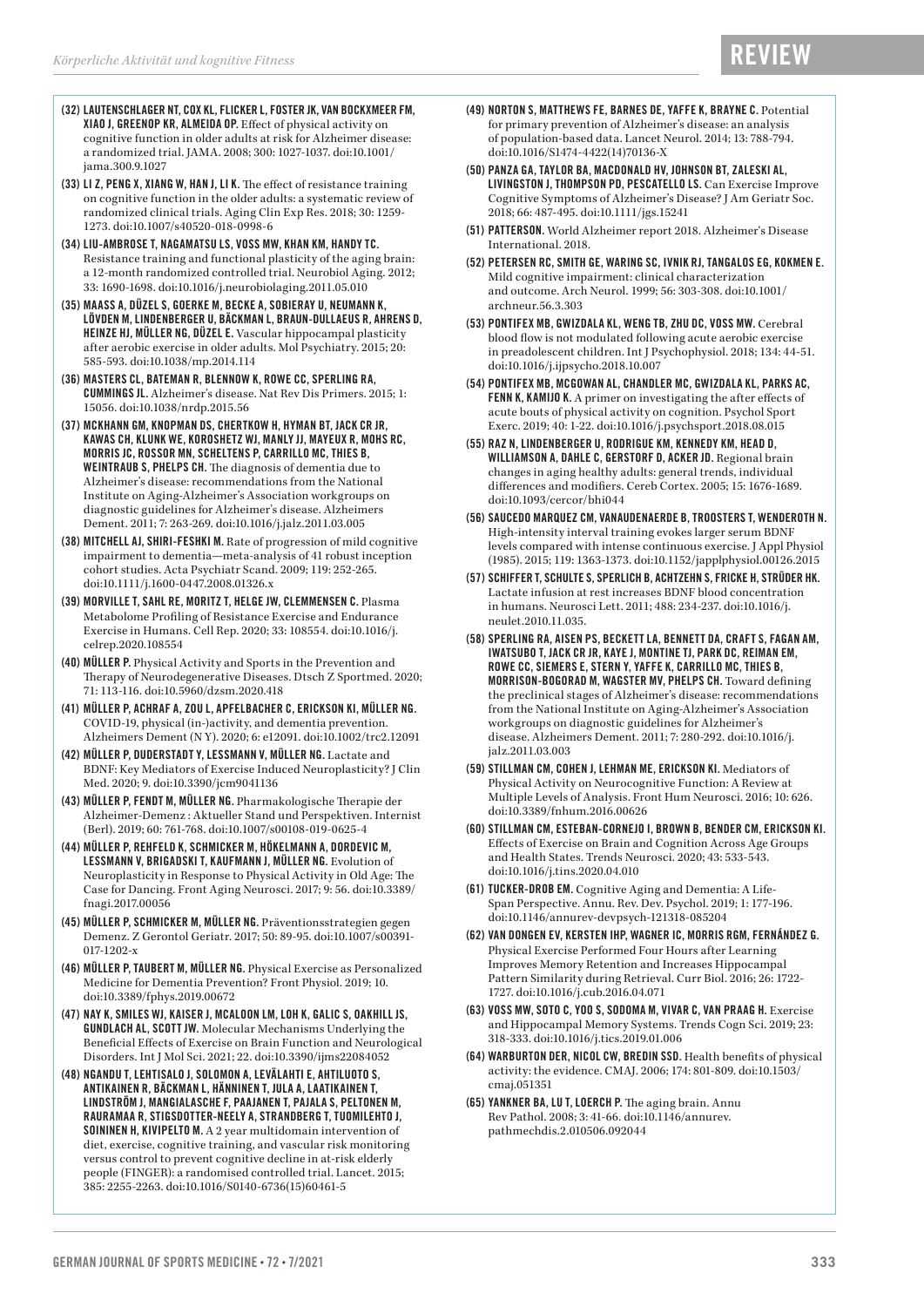(32) **LAUTENSCHLAGER NT, COX KL, FLICKER L, FOSTER JK, VAN BOCKXMEER FM, XIAO J, GREENOP KR, ALMEIDA OP.** Effect of physical activity on cognitive function in older adults at risk for Alzheimer disease: a randomized trial. JAMA. 2008; 300: 1027-1037. doi:10.1001/jama.300.9.1027

(33) **LI Z, PENG X, XIANG W, HAN J, LI K.** The effect of resistance training on cognitive function in the older adults: a systematic review of randomized clinical trials. Aging Clin Exp Res. 2018; 30: 1259-1273. doi:10.1007/s40520-018-0998-6

(34) **LIU-AMBROSE T, NAGAMATSU LS, VOSS MW, KHAN KM, HANDY TC.** Resistance training and functional plasticity of the aging brain: a 12-month randomized controlled trial. Neurobiol Aging. 2012; 33: 1690-1698. doi:10.1016/j.neurobiolaging.2011.05.010

(35) **MAASS A, DÜZEL S, GOERKE M, BECKE A, SOBIERAY U, NEUMANN K, LÖVDEN M, LINDENBERGER U, BÄCKMAN L, BRAUN-DULLAEUS R, AHRENS D, HEINZE HJ, MÜLLER NG, DÜZEL E.** Vascular hippocampal plasticity after aerobic exercise in older adults. Mol Psychiatry. 2015; 20: 585-593. doi:10.1038/mp.2014.114

(36) **MASTERS CL, BATEMAN R, BLENNOW K, ROWE CC, SPERLING RA, CUMMINGS JL.** Alzheimer's disease. Nat Rev Dis Primers. 2015; 1: 15056. doi:10.1038/nrdp.2015.56

(37) **MCKHANN GM, KNOPMAN DS, CHERTKOW H, HYMAN BT, JACK CR JR, KAWAS CH, KLUNK WE, KOROSHETZ WJ, MANLY JJ, MAYEUX R, MOHS RC, MORRIS JC, ROSSOR MN, SCHELTENS P, CARRILLO MC, THIES B, WEINTRAUB S, PHELPS CH.** The diagnosis of dementia due to Alzheimer's disease: recommendations from the National Institute on Aging-Alzheimer's Association workgroups on diagnostic guidelines for Alzheimer's disease. Alzheimers Dement. 2011; 7: 263-269. doi:10.1016/j.jalz.2011.03.005

(38) **MITCHELL AJ, SHIRI-FESHKI M.** Rate of progression of mild cognitive impairment to dementia—meta-analysis of 41 robust inception cohort studies. Acta Psychiatr Scand. 2009; 119: 252-265. doi:10.1111/j.1600-0447.2008.01326.x

(39) **MORVILLE T, SAHL RE, MORITZ T, HELGE JW, CLEMMENSEN C.** Plasma Metabolome Profiling of Resistance Exercise and Endurance Exercise in Humans. Cell Rep. 2020; 33: 108554. doi:10.1016/j.celrep.2020.108554

(40) **MÜLLER P.** Physical Activity and Sports in the Prevention and Therapy of Neurodegenerative Diseases. Dtsch Z Sportmed. 2020; 71: 113-116. doi:10.5960/dzsm.2020.418

(41) **MÜLLER P, ACHRAF A, ZOU L, APFELBACHER C, ERICKSON KI, MÜLLER NG.** COVID-19, physical (in-)activity, and dementia prevention. Alzheimers Dement (N Y). 2020; 6: e12091. doi:10.1002/trc2.12091

(42) **MÜLLER P, DUDERSTADT Y, LESSMANN V, MÜLLER NG.** Lactate and BDNF: Key Mediators of Exercise Induced Neuroplasticity? J Clin Med. 2020; 9. doi:10.3390/jcm9041136

(43) **MÜLLER P, FENDT M, MÜLLER NG.** Pharmakologische Therapie der Alzheimer-Demenz : Aktueller Stand und Perspektiven. Internist (Berl). 2019; 60: 761-768. doi:10.1007/s00108-019-0625-4

(44) **MÜLLER P, REHFELD K, SCHMICKER M, HÖKELMANN A, DORDEVIC M, LESSMANN V, BRIGADSKI T, KAUFMANN J, MÜLLER NG.** Evolution of Neuroplasticity in Response to Physical Activity in Old Age: The Case for Dancing. Front Aging Neurosci. 2017; 9: 56. doi:10.3389/fnagi.2017.00056

(45) **MÜLLER P, SCHMICKER M, MÜLLER NG.** Präventionsstrategien gegen Demenz. Z Gerontol Geriatr. 2017; 50: 89-95. doi:10.1007/s00391-017-1202-x

(46) **MÜLLER P, TAUBERT M, MÜLLER NG.** Physical Exercise as Personalized Medicine for Dementia Prevention? Front Physiol. 2019; 10. doi:10.3389/fphys.2019.00672

(47) **NAY K, SMILES WJ, KAISER J, MCALOON LM, LOH K, GALIC S, OAKHILL JS, GUNDLACH AL, SCOTT JW.** Molecular Mechanisms Underlying the Beneficial Effects of Exercise on Brain Function and Neurological Disorders. Int J Mol Sci. 2021; 22. doi:10.3390/ijms22084052

(48) **NGANDU T, LEHTISALO J, SOLOMON A, LEVÄLAHTI E, AHTILUOTO S, ANTIKAINEN R, BÄCKMAN L, HÄNNINEN T, JULA A, LAATIKAINEN T, LINDSTRÖM J, MANGIALASCHE F, PAAJANEN T, PAJALA S, PELTONEN M, RAURAMAA R, STIGSDOTTER-NEELY A, STRANDBERG T, TUOMILEHTO J, SOININEN H, KIVIPELTO M.** A 2 year multidomain intervention of diet, exercise, cognitive training, and vascular risk monitoring versus control to prevent cognitive decline in at-risk elderly people (FINGER): a randomised controlled trial. Lancet. 2015; 385: 2255-2263. doi:10.1016/S0140-6736(15)60461-5

(49) **NORTON S, MATTHEWS FE, BARNES DE, YAFFE K, BRAYNE C.** Potential for primary prevention of Alzheimer's disease: an analysis of population-based data. Lancet Neurol. 2014; 13: 788-794. doi:10.1016/S1474-4422(14)70136-X

(50) **PANZA GA, TAYLOR BA, MACDONALD HV, JOHNSON BT, ZALESKI AL, LIVINGSTON J, THOMPSON PD, PESCATELLO LS.** Can Exercise Improve Cognitive Symptoms of Alzheimer's Disease? J Am Geriatr Soc. 2018; 66: 487-495. doi:10.1111/jgs.15241

(51) **PATTERSON.** World Alzheimer report 2018. Alzheimer's Disease International. 2018.

(52) **PETERSEN RC, SMITH GE, WARING SC, IVNIK RJ, TANGALOS EG, KOKMEN E.** Mild cognitive impairment: clinical characterization and outcome. Arch Neurol. 1999; 56: 303-308. doi:10.1001/archneur.56.3.303

(53) **PONTIFEX MB, GWIZDALA KL, WENG TB, ZHU DC, VOSS MW.** Cerebral blood flow is not modulated following acute aerobic exercise in preadolescent children. Int J Psychophysiol. 2018; 134: 44-51. doi:10.1016/j.ijpsycho.2018.10.007

(54) **PONTIFEX MB, MCGOWAN AL, CHANDLER MC, GWIZDALA KL, PARKS AC, FENN K, KAMIJO K.** A primer on investigating the after effects of acute bouts of physical activity on cognition. Psychol Sport Exerc. 2019; 40: 1-22. doi:10.1016/j.psychsport.2018.08.015

(55) **RAZ N, LINDENBERGER U, RODRIGUE KM, KENNEDY KM, HEAD D, WILLIAMSON A, DAHLE C, GERSTORF D, ACKER JD.** Regional brain changes in aging healthy adults: general trends, individual differences and modifiers. Cereb Cortex. 2005; 15: 1676-1689. doi:10.1093/cercor/bhi044

(56) **SAUCEDO MARQUEZ CM, VANAUDENAERDE B, TROOSTERS T, WENDEROTH N.** High-intensity interval training evokes larger serum BDNF levels compared with intense continuous exercise. J Appl Physiol (1985). 2015; 119: 1363-1373. doi:10.1152/japplphysiol.00126.2015

(57) **SCHIFFER T, SCHULTE S, SPERLICH B, ACHTZEHN S, FRICKE H, STRÜDER HK.** Lactate infusion at rest increases BDNF blood concentration in humans. Neurosci Lett. 2011; 488: 234-237. doi:10.1016/j.neulet.2010.11.035.

(58) **SPERLING RA, AISEN PS, BECKETT LA, BENNETT DA, CRAFT S, FAGAN AM, IWATSUBO T, JACK CR JR, KAYE J, MONTINE TJ, PARK DC, REIMAN EM, ROWE CC, SIEMERS E, STERN Y, YAFFE K, CARRILLO MC, THIES B, MORRISON-BOGORAD M, WAGSTER MV, PHELPS CH.** Toward defining the preclinical stages of Alzheimer's disease: recommendations from the National Institute on Aging-Alzheimer's Association workgroups on diagnostic guidelines for Alzheimer's disease. Alzheimers Dement. 2011; 7: 280-292. doi:10.1016/j.jalz.2011.03.003

(59) **STILLMAN CM, COHEN J, LEHMAN ME, ERICKSON KI.** Mediators of Physical Activity on Neurocognitive Function: A Review at Multiple Levels of Analysis. Front Hum Neurosci. 2016; 10: 626. doi:10.3389/fnhum.2016.00626

(60) **STILLMAN CM, ESTEBAN-CORNEJO I, BROWN B, BENDER CM, ERICKSON KI.** Effects of Exercise on Brain and Cognition Across Age Groups and Health States. Trends Neurosci. 2020; 43: 533-543. doi:10.1016/j.tins.2020.04.010

(61) **TUCKER-DROB EM.** Cognitive Aging and Dementia: A Life-Span Perspective. Annu. Rev. Dev. Psychol. 2019; 1: 177-196. doi:10.1146/annurev-devpsych-121318-085204

(62) **VAN DONGEN EV, KERSTEN IHP, WAGNER IC, MORRIS RGM, FERNÁNDEZ G.** Physical Exercise Performed Four Hours after Learning Improves Memory Retention and Increases Hippocampal Pattern Similarity during Retrieval. Curr Biol. 2016; 26: 1722-1727. doi:10.1016/j.cub.2016.04.071

(63) **VOSS MW, SOTO C, YOO S, SODOMA M, VIVAR C, VAN PRAAG H.** Exercise and Hippocampal Memory Systems. Trends Cogn Sci. 2019; 23: 318-333. doi:10.1016/j.tics.2019.01.006

(64) **WARBURTON DER, NICOL CW, BREDIN SSD.** Health benefits of physical activity: the evidence. CMAJ. 2006; 174: 801-809. doi:10.1503/cmaj.051351

(65) **YANKNER BA, LU T, LOERCH P.** The aging brain. Annu Rev Pathol. 2008; 3: 41-66. doi:10.1146/annurev.pathmechdis.2.010506.092044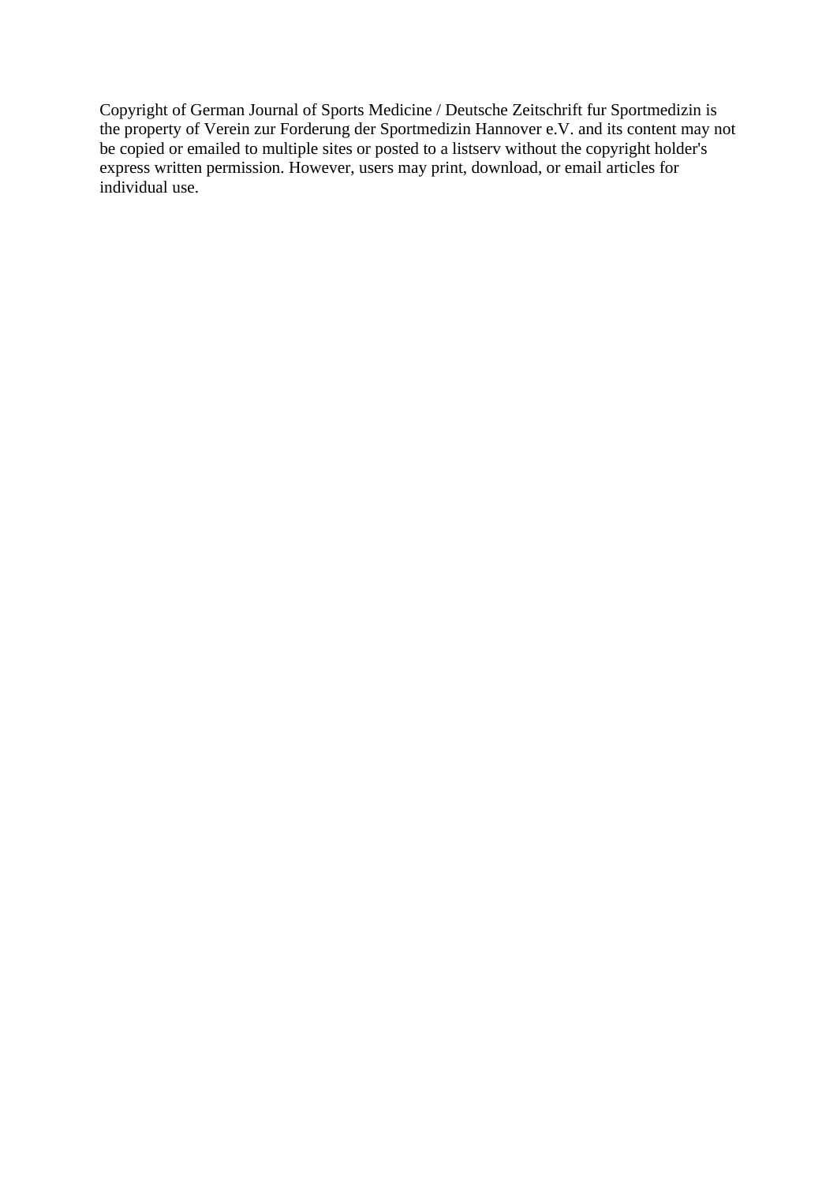Copyright of German Journal of Sports Medicine / Deutsche Zeitschrift fur Sportmedizin is the property of Verein zur Forderung der Sportmedizin Hannover e.V. and its content may not be copied or emailed to multiple sites or posted to a listserv without the copyright holder's express written permission. However, users may print, download, or email articles for individual use.